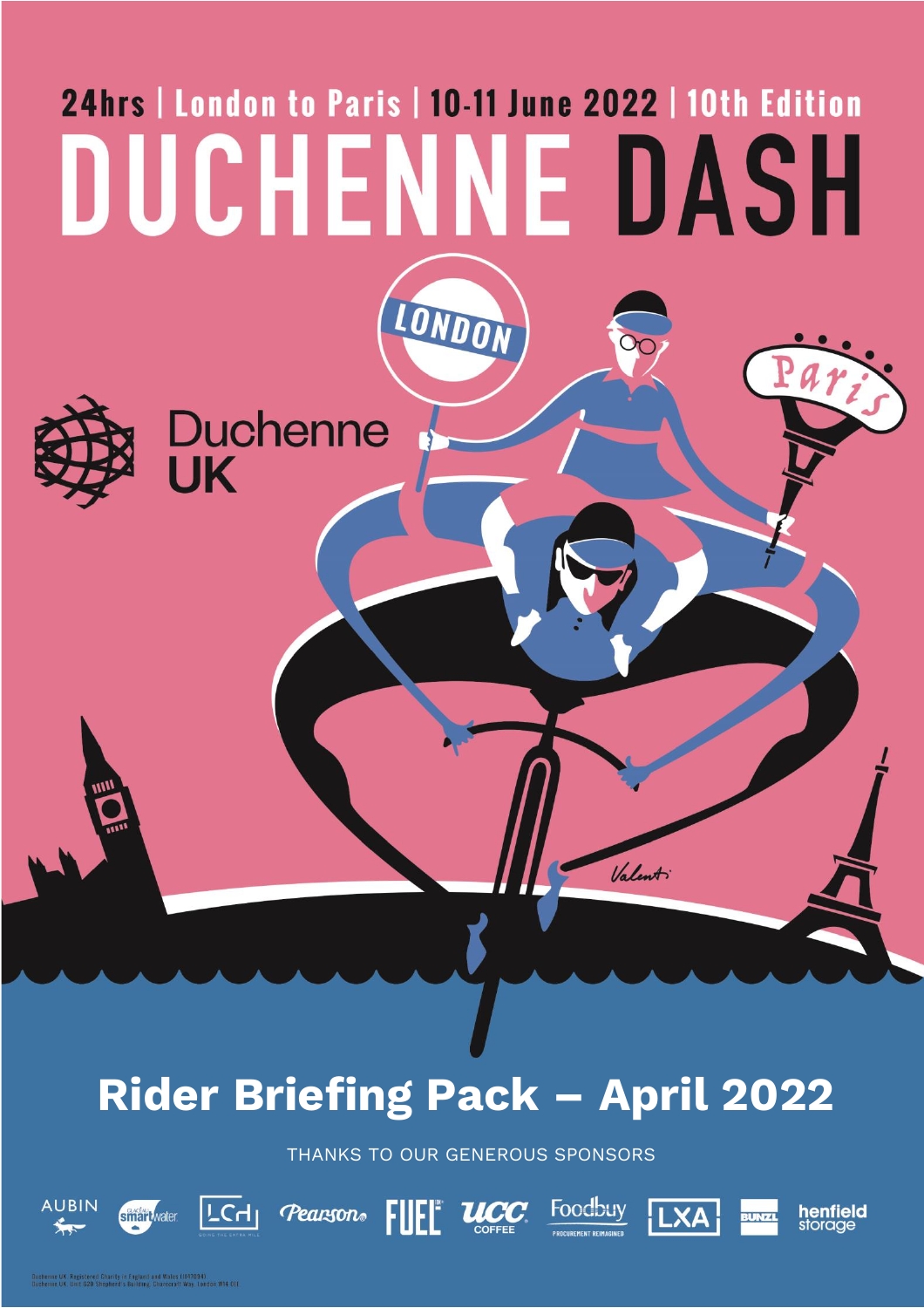24hrs | London to Paris | 10-11 June 2022 | 10th Edition

# DUCHENNE DASH

Duchenne UK

## Rider Briefing Pack – April 2022

THANKS TO OUR GENEROUS SPONSORS

AUBIN · smartwater · LCH · Pearson · FUEL · UCC COFFEE · Foodbuy · LXA · BUNZL · henfield storage

Duchenne UK. Registered Charity in England and Wales (1147094)
Duchenne UK, Unit G20 Shepherd's Building, Charecroft Way, London W14 0EE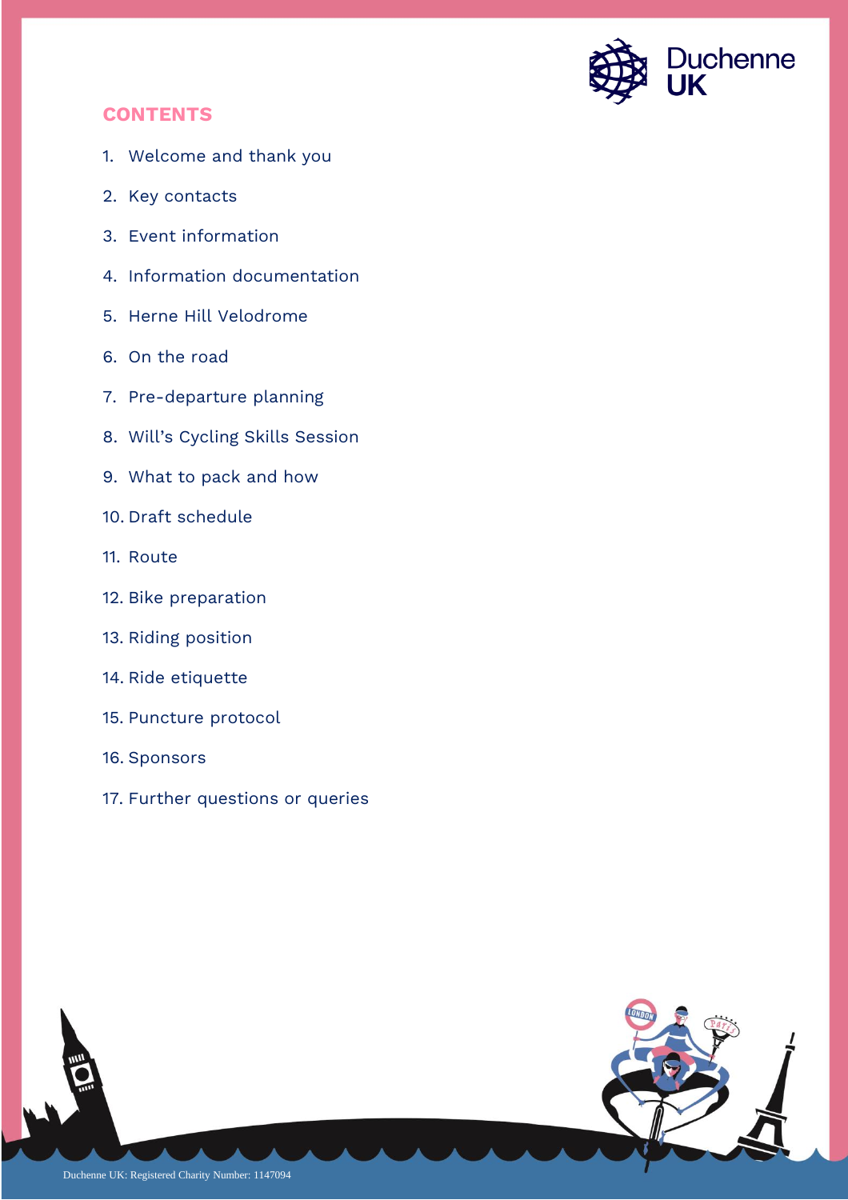## CONTENTS

1. Welcome and thank you
2. Key contacts
3. Event information
4. Information documentation
5. Herne Hill Velodrome
6. On the road
7. Pre-departure planning
8. Will's Cycling Skills Session
9. What to pack and how
10. Draft schedule
11. Route
12. Bike preparation
13. Riding position
14. Ride etiquette
15. Puncture protocol
16. Sponsors
17. Further questions or queries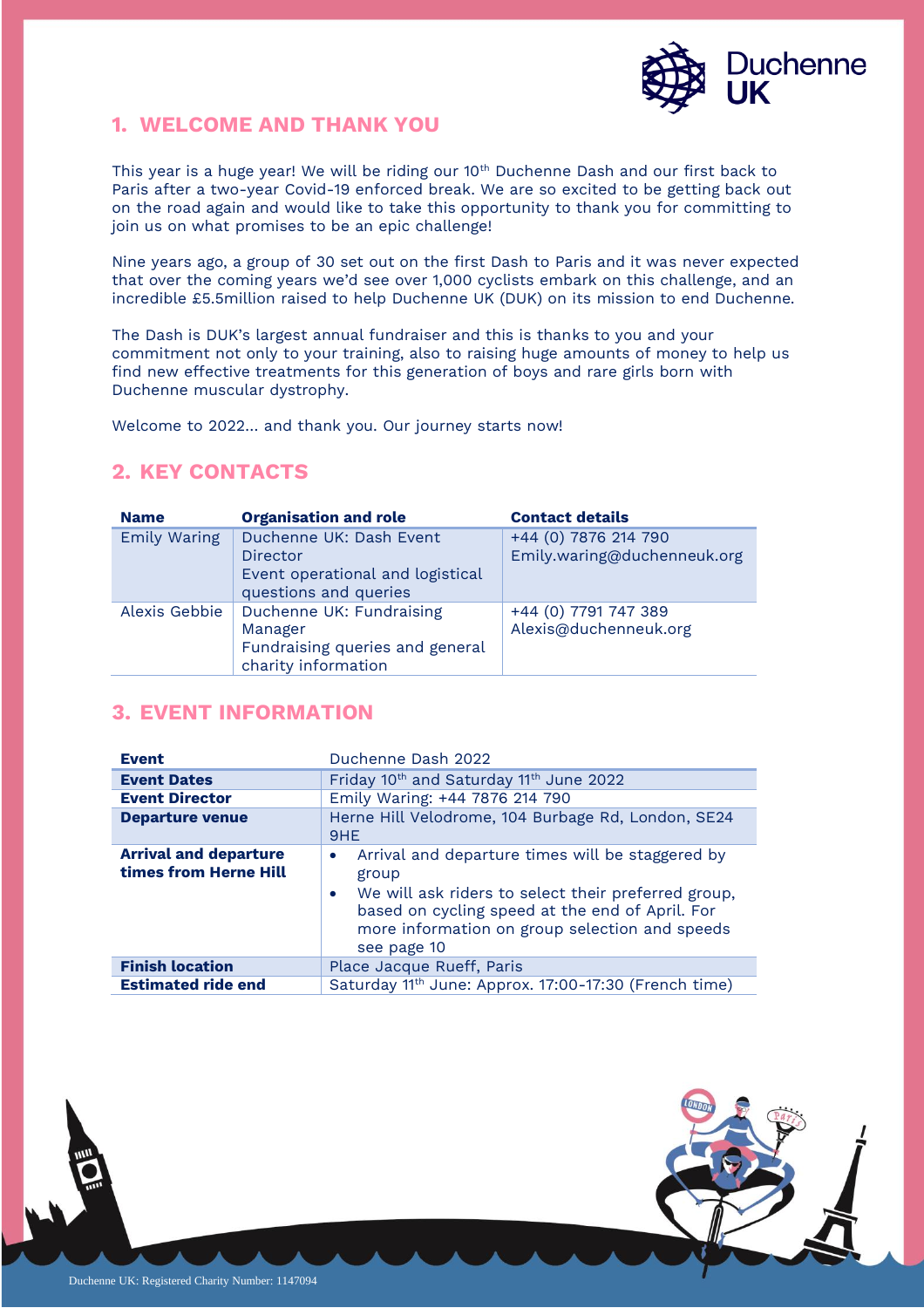## 1. WELCOME AND THANK YOU

This year is a huge year! We will be riding our 10th Duchenne Dash and our first back to Paris after a two-year Covid-19 enforced break. We are so excited to be getting back out on the road again and would like to take this opportunity to thank you for committing to join us on what promises to be an epic challenge!

Nine years ago, a group of 30 set out on the first Dash to Paris and it was never expected that over the coming years we'd see over 1,000 cyclists embark on this challenge, and an incredible £5.5million raised to help Duchenne UK (DUK) on its mission to end Duchenne.

The Dash is DUK's largest annual fundraiser and this is thanks to you and your commitment not only to your training, also to raising huge amounts of money to help us find new effective treatments for this generation of boys and rare girls born with Duchenne muscular dystrophy.

Welcome to 2022… and thank you. Our journey starts now!

## 2. KEY CONTACTS

| Name | Organisation and role | Contact details |
|---|---|---|
| Emily Waring | Duchenne UK: Dash Event Director<br>Event operational and logistical questions and queries | +44 (0) 7876 214 790<br>Emily.waring@duchenneuk.org |
| Alexis Gebbie | Duchenne UK: Fundraising Manager<br>Fundraising queries and general charity information | +44 (0) 7791 747 389<br>Alexis@duchenneuk.org |

## 3. EVENT INFORMATION

| Event | Duchenne Dash 2022 |
|---|---|
| **Event Dates** | Friday 10th and Saturday 11th June 2022 |
| **Event Director** | Emily Waring: +44 7876 214 790 |
| **Departure venue** | Herne Hill Velodrome, 104 Burbage Rd, London, SE24 9HE |
| **Arrival and departure times from Herne Hill** | • Arrival and departure times will be staggered by group<br>• We will ask riders to select their preferred group, based on cycling speed at the end of April. For more information on group selection and speeds see page 10 |
| **Finish location** | Place Jacque Rueff, Paris |
| **Estimated ride end** | Saturday 11th June: Approx. 17:00-17:30 (French time) |

Duchenne UK: Registered Charity Number: 1147094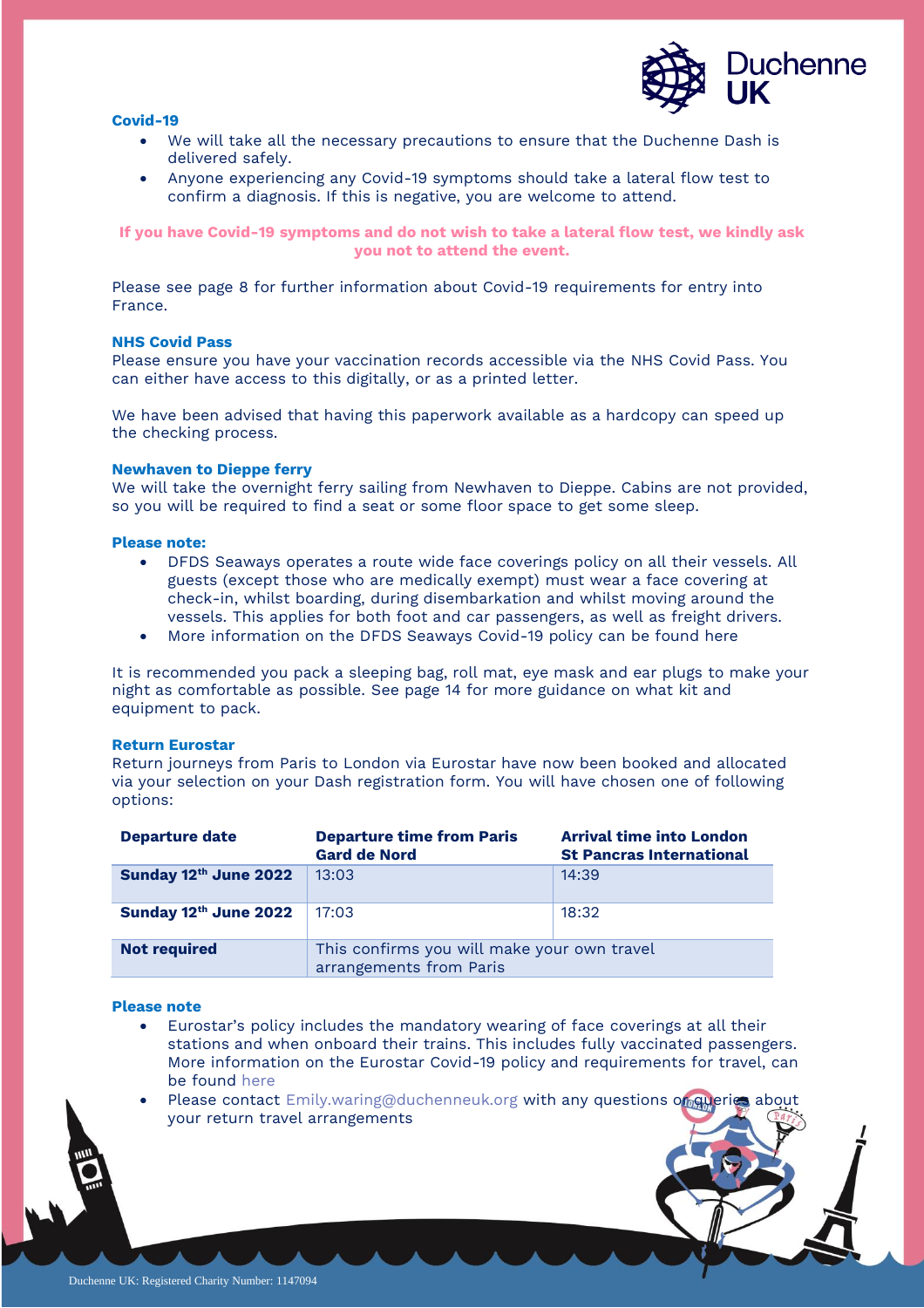### Covid-19

- We will take all the necessary precautions to ensure that the Duchenne Dash is delivered safely.
- Anyone experiencing any Covid-19 symptoms should take a lateral flow test to confirm a diagnosis. If this is negative, you are welcome to attend.

**If you have Covid-19 symptoms and do not wish to take a lateral flow test, we kindly ask you not to attend the event.**

Please see page 8 for further information about Covid-19 requirements for entry into France.

### NHS Covid Pass

Please ensure you have your vaccination records accessible via the NHS Covid Pass. You can either have access to this digitally, or as a printed letter.

We have been advised that having this paperwork available as a hardcopy can speed up the checking process.

### Newhaven to Dieppe ferry

We will take the overnight ferry sailing from Newhaven to Dieppe. Cabins are not provided, so you will be required to find a seat or some floor space to get some sleep.

### Please note:

- DFDS Seaways operates a route wide face coverings policy on all their vessels. All guests (except those who are medically exempt) must wear a face covering at check-in, whilst boarding, during disembarkation and whilst moving around the vessels. This applies for both foot and car passengers, as well as freight drivers.
- More information on the DFDS Seaways Covid-19 policy can be found here

It is recommended you pack a sleeping bag, roll mat, eye mask and ear plugs to make your night as comfortable as possible. See page 14 for more guidance on what kit and equipment to pack.

### Return Eurostar

Return journeys from Paris to London via Eurostar have now been booked and allocated via your selection on your Dash registration form. You will have chosen one of following options:

| Departure date | Departure time from Paris Gard de Nord | Arrival time into London St Pancras International |
|---|---|---|
| **Sunday 12th June 2022** | 13:03 | 14:39 |
| **Sunday 12th June 2022** | 17:03 | 18:32 |
| **Not required** | This confirms you will make your own travel arrangements from Paris | |

### Please note

- Eurostar's policy includes the mandatory wearing of face coverings at all their stations and when onboard their trains. This includes fully vaccinated passengers. More information on the Eurostar Covid-19 policy and requirements for travel, can be found here
- Please contact Emily.waring@duchenneuk.org with any questions or queries about your return travel arrangements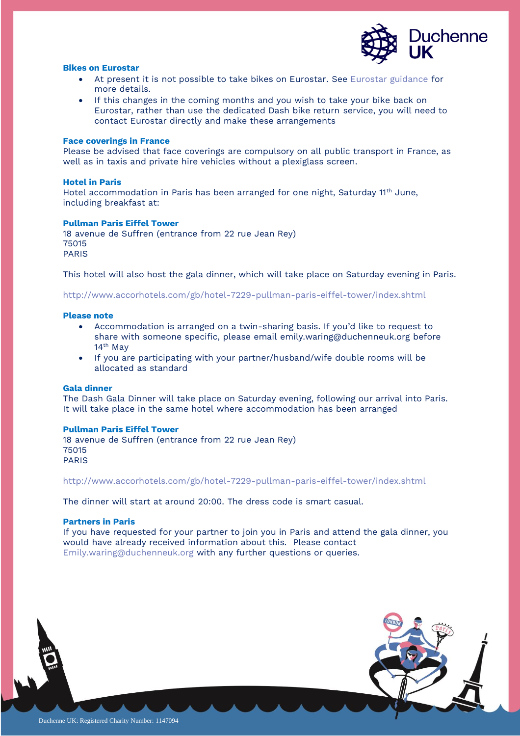### Bikes on Eurostar

- At present it is not possible to take bikes on Eurostar. See Eurostar guidance for more details.
- If this changes in the coming months and you wish to take your bike back on Eurostar, rather than use the dedicated Dash bike return service, you will need to contact Eurostar directly and make these arrangements

### Face coverings in France

Please be advised that face coverings are compulsory on all public transport in France, as well as in taxis and private hire vehicles without a plexiglass screen.

### Hotel in Paris

Hotel accommodation in Paris has been arranged for one night, Saturday 11th June, including breakfast at:

**Pullman Paris Eiffel Tower**
18 avenue de Suffren (entrance from 22 rue Jean Rey)
75015
PARIS

This hotel will also host the gala dinner, which will take place on Saturday evening in Paris.

http://www.accorhotels.com/gb/hotel-7229-pullman-paris-eiffel-tower/index.shtml

### Please note

- Accommodation is arranged on a twin-sharing basis. If you'd like to request to share with someone specific, please email emily.waring@duchenneuk.org before 14th May
- If you are participating with your partner/husband/wife double rooms will be allocated as standard

### Gala dinner

The Dash Gala Dinner will take place on Saturday evening, following our arrival into Paris. It will take place in the same hotel where accommodation has been arranged

**Pullman Paris Eiffel Tower**
18 avenue de Suffren (entrance from 22 rue Jean Rey)
75015
PARIS

http://www.accorhotels.com/gb/hotel-7229-pullman-paris-eiffel-tower/index.shtml

The dinner will start at around 20:00. The dress code is smart casual.

### Partners in Paris

If you have requested for your partner to join you in Paris and attend the gala dinner, you would have already received information about this. Please contact Emily.waring@duchenneuk.org with any further questions or queries.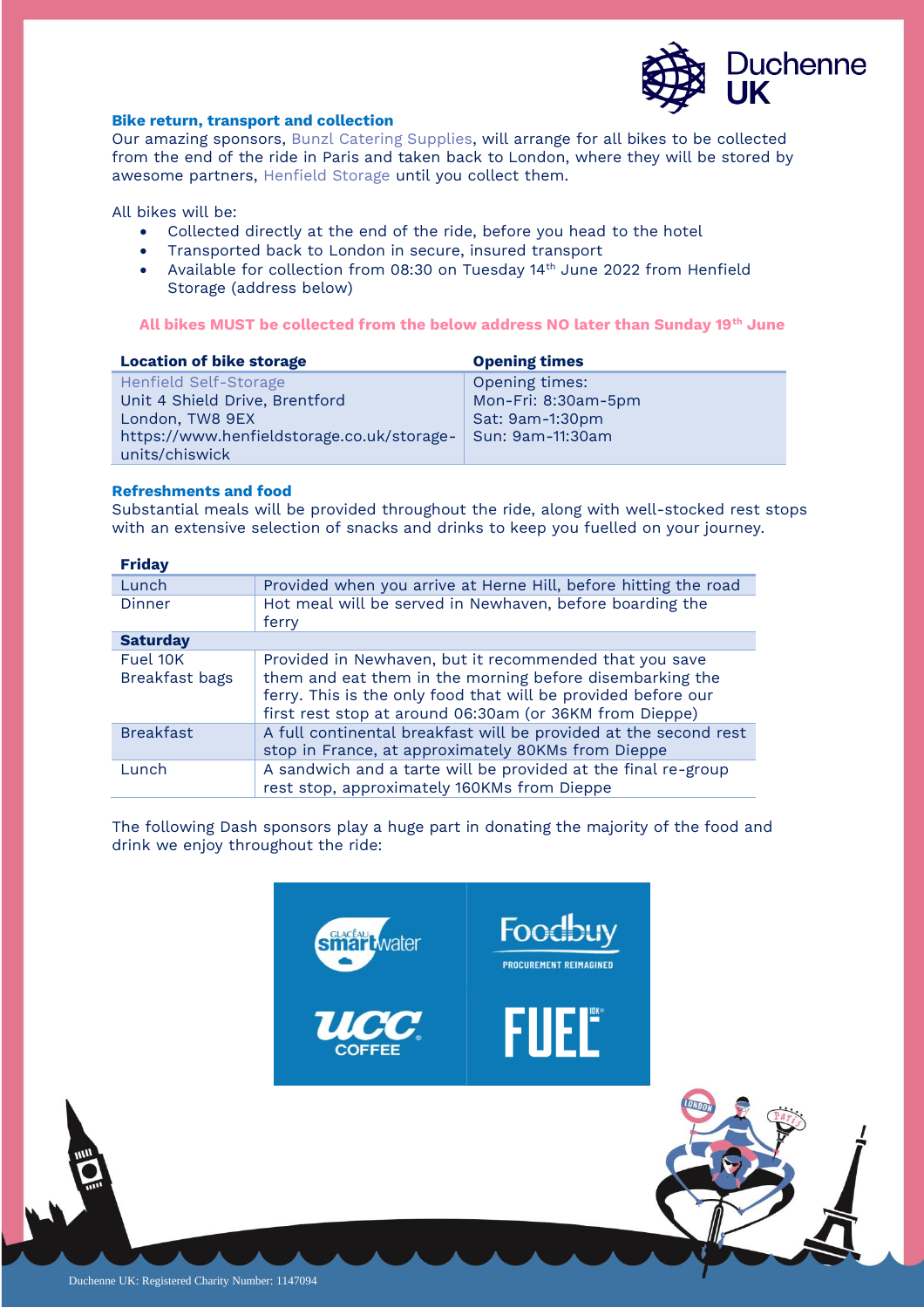### Bike return, transport and collection

Our amazing sponsors, Bunzl Catering Supplies, will arrange for all bikes to be collected from the end of the ride in Paris and taken back to London, where they will be stored by awesome partners, Henfield Storage until you collect them.

All bikes will be:

- Collected directly at the end of the ride, before you head to the hotel
- Transported back to London in secure, insured transport
- Available for collection from 08:30 on Tuesday 14th June 2022 from Henfield Storage (address below)

**All bikes MUST be collected from the below address NO later than Sunday 19th June**

| Location of bike storage | Opening times |
|---|---|
| Henfield Self-Storage<br>Unit 4 Shield Drive, Brentford<br>London, TW8 9EX<br>https://www.henfieldstorage.co.uk/storage-units/chiswick | Opening times:<br>Mon-Fri: 8:30am-5pm<br>Sat: 9am-1:30pm<br>Sun: 9am-11:30am |

### Refreshments and food

Substantial meals will be provided throughout the ride, along with well-stocked rest stops with an extensive selection of snacks and drinks to keep you fuelled on your journey.

| **Friday** | |
|---|---|
| Lunch | Provided when you arrive at Herne Hill, before hitting the road |
| Dinner | Hot meal will be served in Newhaven, before boarding the ferry |
| **Saturday** | |
| Fuel 10K Breakfast bags | Provided in Newhaven, but it recommended that you save them and eat them in the morning before disembarking the ferry. This is the only food that will be provided before our first rest stop at around 06:30am (or 36KM from Dieppe) |
| Breakfast | A full continental breakfast will be provided at the second rest stop in France, at approximately 80KMs from Dieppe |
| Lunch | A sandwich and a tarte will be provided at the final re-group rest stop, approximately 160KMs from Dieppe |

The following Dash sponsors play a huge part in donating the majority of the food and drink we enjoy throughout the ride:

Duchenne UK: Registered Charity Number: 1147094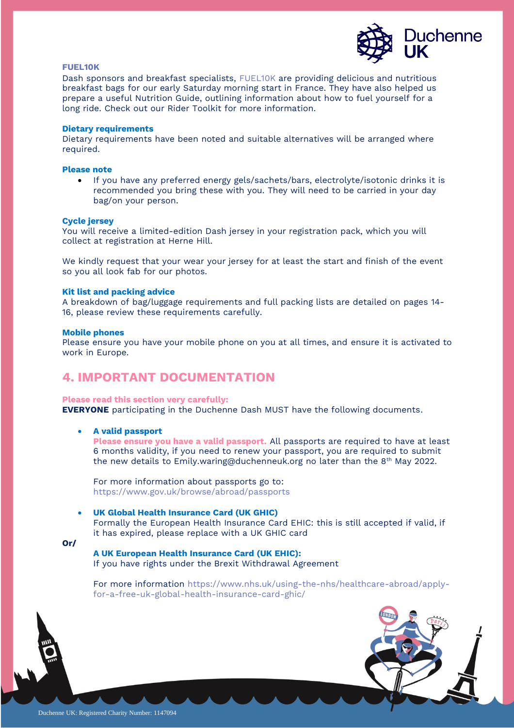### FUEL10K

Dash sponsors and breakfast specialists, FUEL10K are providing delicious and nutritious breakfast bags for our early Saturday morning start in France. They have also helped us prepare a useful Nutrition Guide, outlining information about how to fuel yourself for a long ride. Check out our Rider Toolkit for more information.

### Dietary requirements

Dietary requirements have been noted and suitable alternatives will be arranged where required.

### Please note

- If you have any preferred energy gels/sachets/bars, electrolyte/isotonic drinks it is recommended you bring these with you. They will need to be carried in your day bag/on your person.

### Cycle jersey

You will receive a limited-edition Dash jersey in your registration pack, which you will collect at registration at Herne Hill.

We kindly request that your wear your jersey for at least the start and finish of the event so you all look fab for our photos.

### Kit list and packing advice

A breakdown of bag/luggage requirements and full packing lists are detailed on pages 14-16, please review these requirements carefully.

### Mobile phones

Please ensure you have your mobile phone on you at all times, and ensure it is activated to work in Europe.

## 4. IMPORTANT DOCUMENTATION

**Please read this section very carefully:**
**EVERYONE** participating in the Duchenne Dash MUST have the following documents.

- **A valid passport**
  **Please ensure you have a valid passport.** All passports are required to have at least 6 months validity, if you need to renew your passport, you are required to submit the new details to Emily.waring@duchenneuk.org no later than the 8th May 2022.

  For more information about passports go to: https://www.gov.uk/browse/abroad/passports

- **UK Global Health Insurance Card (UK GHIC)**
  Formally the European Health Insurance Card EHIC: this is still accepted if valid, if it has expired, please replace with a UK GHIC card

**Or/**

**A UK European Health Insurance Card (UK EHIC):**
If you have rights under the Brexit Withdrawal Agreement

For more information https://www.nhs.uk/using-the-nhs/healthcare-abroad/apply-for-a-free-uk-global-health-insurance-card-ghic/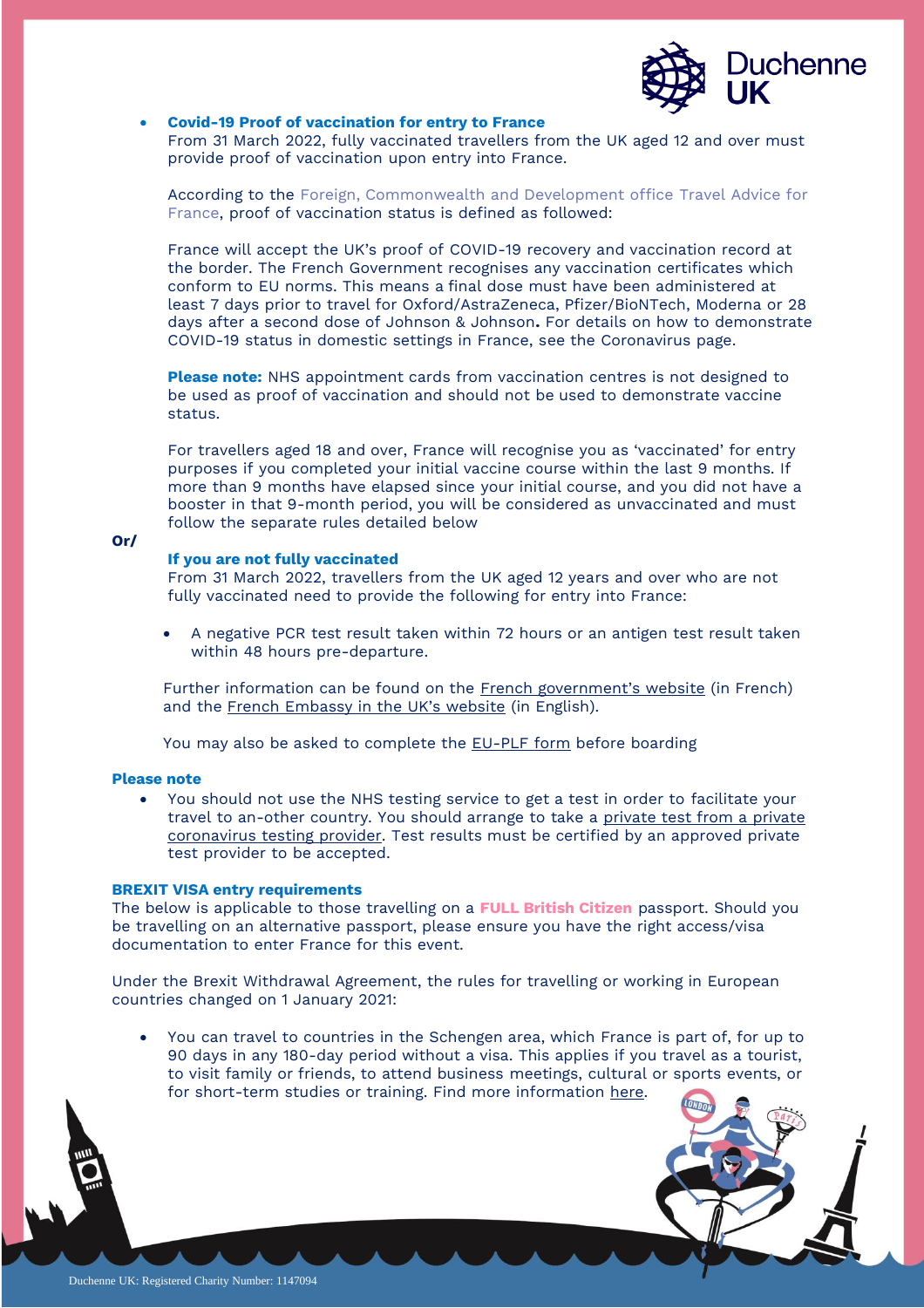- **Covid-19 Proof of vaccination for entry to France**
  From 31 March 2022, fully vaccinated travellers from the UK aged 12 and over must provide proof of vaccination upon entry into France.

  According to the Foreign, Commonwealth and Development office Travel Advice for France, proof of vaccination status is defined as followed:

  France will accept the UK's proof of COVID-19 recovery and vaccination record at the border. The French Government recognises any vaccination certificates which conform to EU norms. This means a final dose must have been administered at least 7 days prior to travel for Oxford/AstraZeneca, Pfizer/BioNTech, Moderna or 28 days after a second dose of Johnson & Johnson**.** For details on how to demonstrate COVID-19 status in domestic settings in France, see the Coronavirus page.

  **Please note:** NHS appointment cards from vaccination centres is not designed to be used as proof of vaccination and should not be used to demonstrate vaccine status.

  For travellers aged 18 and over, France will recognise you as 'vaccinated' for entry purposes if you completed your initial vaccine course within the last 9 months. If more than 9 months have elapsed since your initial course, and you did not have a booster in that 9-month period, you will be considered as unvaccinated and must follow the separate rules detailed below

**Or/**

**If you are not fully vaccinated**
From 31 March 2022, travellers from the UK aged 12 years and over who are not fully vaccinated need to provide the following for entry into France:

- A negative PCR test result taken within 72 hours or an antigen test result taken within 48 hours pre-departure.

Further information can be found on the French government's website (in French) and the French Embassy in the UK's website (in English).

You may also be asked to complete the EU-PLF form before boarding

**Please note**

- You should not use the NHS testing service to get a test in order to facilitate your travel to an-other country. You should arrange to take a private test from a private coronavirus testing provider. Test results must be certified by an approved private test provider to be accepted.

**BREXIT VISA entry requirements**

The below is applicable to those travelling on a **FULL British Citizen** passport. Should you be travelling on an alternative passport, please ensure you have the right access/visa documentation to enter France for this event.

Under the Brexit Withdrawal Agreement, the rules for travelling or working in European countries changed on 1 January 2021:

- You can travel to countries in the Schengen area, which France is part of, for up to 90 days in any 180-day period without a visa. This applies if you travel as a tourist, to visit family or friends, to attend business meetings, cultural or sports events, or for short-term studies or training. Find more information here.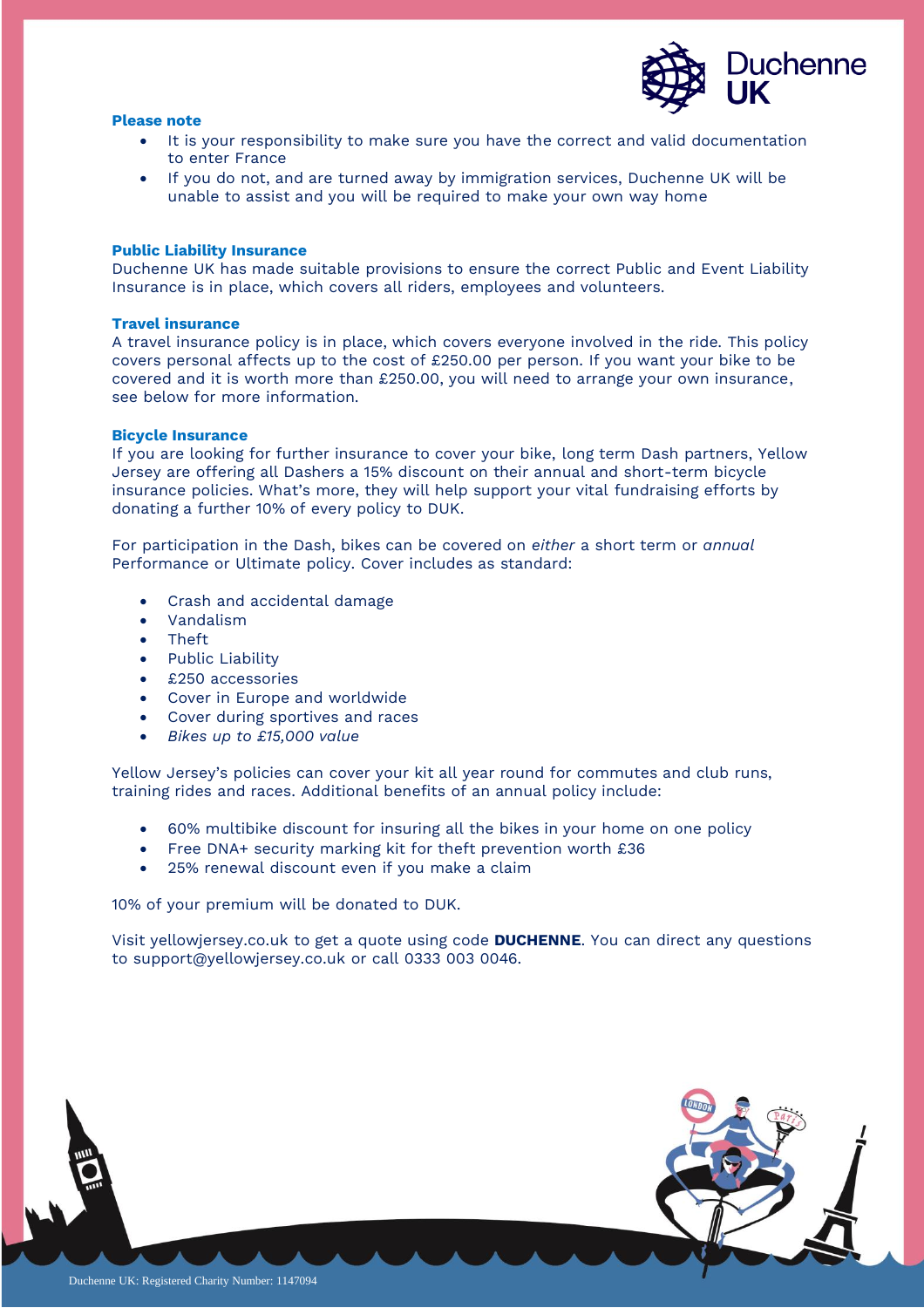### Please note

- It is your responsibility to make sure you have the correct and valid documentation to enter France
- If you do not, and are turned away by immigration services, Duchenne UK will be unable to assist and you will be required to make your own way home

### Public Liability Insurance

Duchenne UK has made suitable provisions to ensure the correct Public and Event Liability Insurance is in place, which covers all riders, employees and volunteers.

### Travel insurance

A travel insurance policy is in place, which covers everyone involved in the ride. This policy covers personal affects up to the cost of £250.00 per person. If you want your bike to be covered and it is worth more than £250.00, you will need to arrange your own insurance, see below for more information.

### Bicycle Insurance

If you are looking for further insurance to cover your bike, long term Dash partners, Yellow Jersey are offering all Dashers a 15% discount on their annual and short-term bicycle insurance policies. What's more, they will help support your vital fundraising efforts by donating a further 10% of every policy to DUK.

For participation in the Dash, bikes can be covered on *either* a short term or *annual* Performance or Ultimate policy. Cover includes as standard:

- Crash and accidental damage
- Vandalism
- Theft
- Public Liability
- £250 accessories
- Cover in Europe and worldwide
- Cover during sportives and races
- *Bikes up to £15,000 value*

Yellow Jersey's policies can cover your kit all year round for commutes and club runs, training rides and races. Additional benefits of an annual policy include:

- 60% multibike discount for insuring all the bikes in your home on one policy
- Free DNA+ security marking kit for theft prevention worth £36
- 25% renewal discount even if you make a claim

10% of your premium will be donated to DUK.

Visit yellowjersey.co.uk to get a quote using code **DUCHENNE**. You can direct any questions to support@yellowjersey.co.uk or call 0333 003 0046.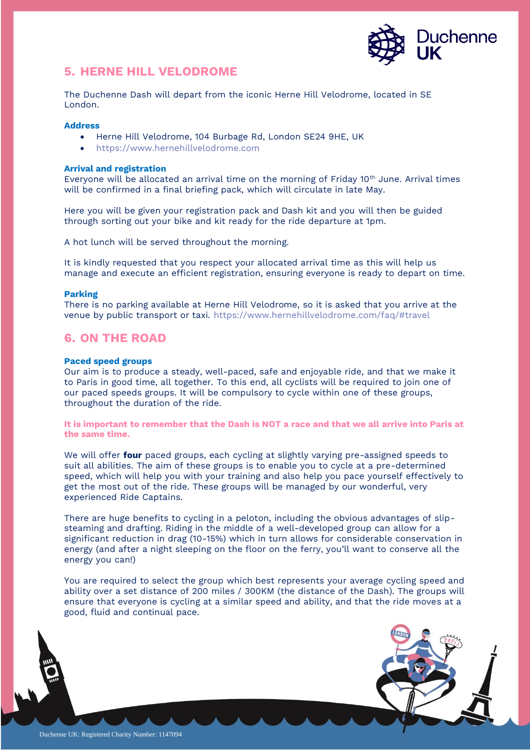## 5. HERNE HILL VELODROME

The Duchenne Dash will depart from the iconic Herne Hill Velodrome, located in SE London.

### Address

- Herne Hill Velodrome, 104 Burbage Rd, London SE24 9HE, UK
- https://www.hernehillvelodrome.com

### Arrival and registration

Everyone will be allocated an arrival time on the morning of Friday 10th June. Arrival times will be confirmed in a final briefing pack, which will circulate in late May.

Here you will be given your registration pack and Dash kit and you will then be guided through sorting out your bike and kit ready for the ride departure at 1pm.

A hot lunch will be served throughout the morning.

It is kindly requested that you respect your allocated arrival time as this will help us manage and execute an efficient registration, ensuring everyone is ready to depart on time.

### Parking

There is no parking available at Herne Hill Velodrome, so it is asked that you arrive at the venue by public transport or taxi. https://www.hernehillvelodrome.com/faq/#travel

## 6. ON THE ROAD

### Paced speed groups

Our aim is to produce a steady, well-paced, safe and enjoyable ride, and that we make it to Paris in good time, all together. To this end, all cyclists will be required to join one of our paced speeds groups. It will be compulsory to cycle within one of these groups, throughout the duration of the ride.

**It is important to remember that the Dash is NOT a race and that we all arrive into Paris at the same time.**

We will offer **four** paced groups, each cycling at slightly varying pre-assigned speeds to suit all abilities. The aim of these groups is to enable you to cycle at a pre-determined speed, which will help you with your training and also help you pace yourself effectively to get the most out of the ride. These groups will be managed by our wonderful, very experienced Ride Captains.

There are huge benefits to cycling in a peloton, including the obvious advantages of slip-steaming and drafting. Riding in the middle of a well-developed group can allow for a significant reduction in drag (10-15%) which in turn allows for considerable conservation in energy (and after a night sleeping on the floor on the ferry, you'll want to conserve all the energy you can!)

You are required to select the group which best represents your average cycling speed and ability over a set distance of 200 miles / 300KM (the distance of the Dash). The groups will ensure that everyone is cycling at a similar speed and ability, and that the ride moves at a good, fluid and continual pace.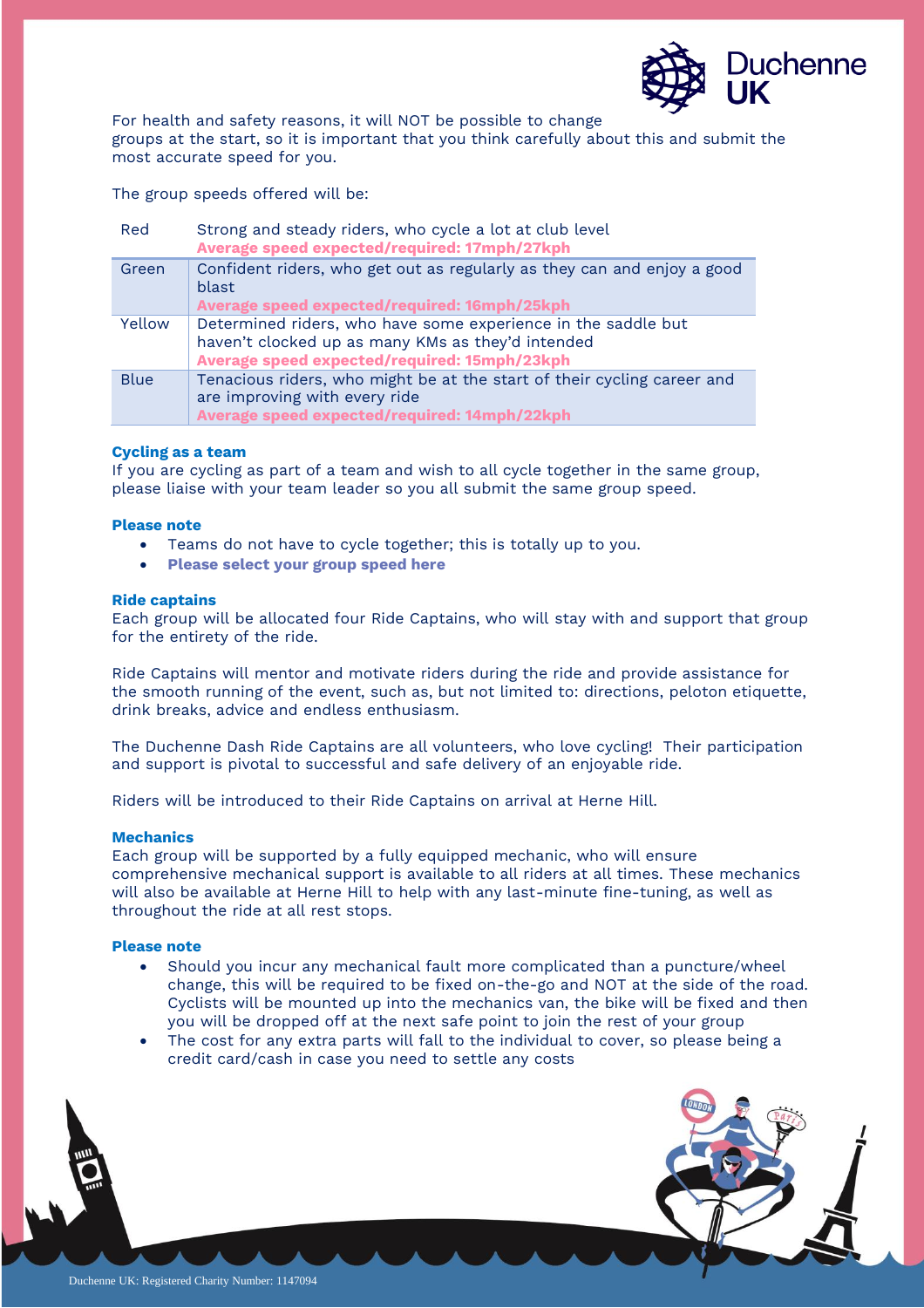For health and safety reasons, it will NOT be possible to change groups at the start, so it is important that you think carefully about this and submit the most accurate speed for you.

The group speeds offered will be:

| | |
|---|---|
| Red | Strong and steady riders, who cycle a lot at club level **Average speed expected/required: 17mph/27kph** |
| Green | Confident riders, who get out as regularly as they can and enjoy a good blast **Average speed expected/required: 16mph/25kph** |
| Yellow | Determined riders, who have some experience in the saddle but haven't clocked up as many KMs as they'd intended **Average speed expected/required: 15mph/23kph** |
| Blue | Tenacious riders, who might be at the start of their cycling career and are improving with every ride **Average speed expected/required: 14mph/22kph** |

**Cycling as a team**

If you are cycling as part of a team and wish to all cycle together in the same group, please liaise with your team leader so you all submit the same group speed.

**Please note**

- Teams do not have to cycle together; this is totally up to you.
- **Please select your group speed here**

**Ride captains**

Each group will be allocated four Ride Captains, who will stay with and support that group for the entirety of the ride.

Ride Captains will mentor and motivate riders during the ride and provide assistance for the smooth running of the event, such as, but not limited to: directions, peloton etiquette, drink breaks, advice and endless enthusiasm.

The Duchenne Dash Ride Captains are all volunteers, who love cycling! Their participation and support is pivotal to successful and safe delivery of an enjoyable ride.

Riders will be introduced to their Ride Captains on arrival at Herne Hill.

**Mechanics**

Each group will be supported by a fully equipped mechanic, who will ensure comprehensive mechanical support is available to all riders at all times. These mechanics will also be available at Herne Hill to help with any last-minute fine-tuning, as well as throughout the ride at all rest stops.

**Please note**

- Should you incur any mechanical fault more complicated than a puncture/wheel change, this will be required to be fixed on-the-go and NOT at the side of the road. Cyclists will be mounted up into the mechanics van, the bike will be fixed and then you will be dropped off at the next safe point to join the rest of your group
- The cost for any extra parts will fall to the individual to cover, so please being a credit card/cash in case you need to settle any costs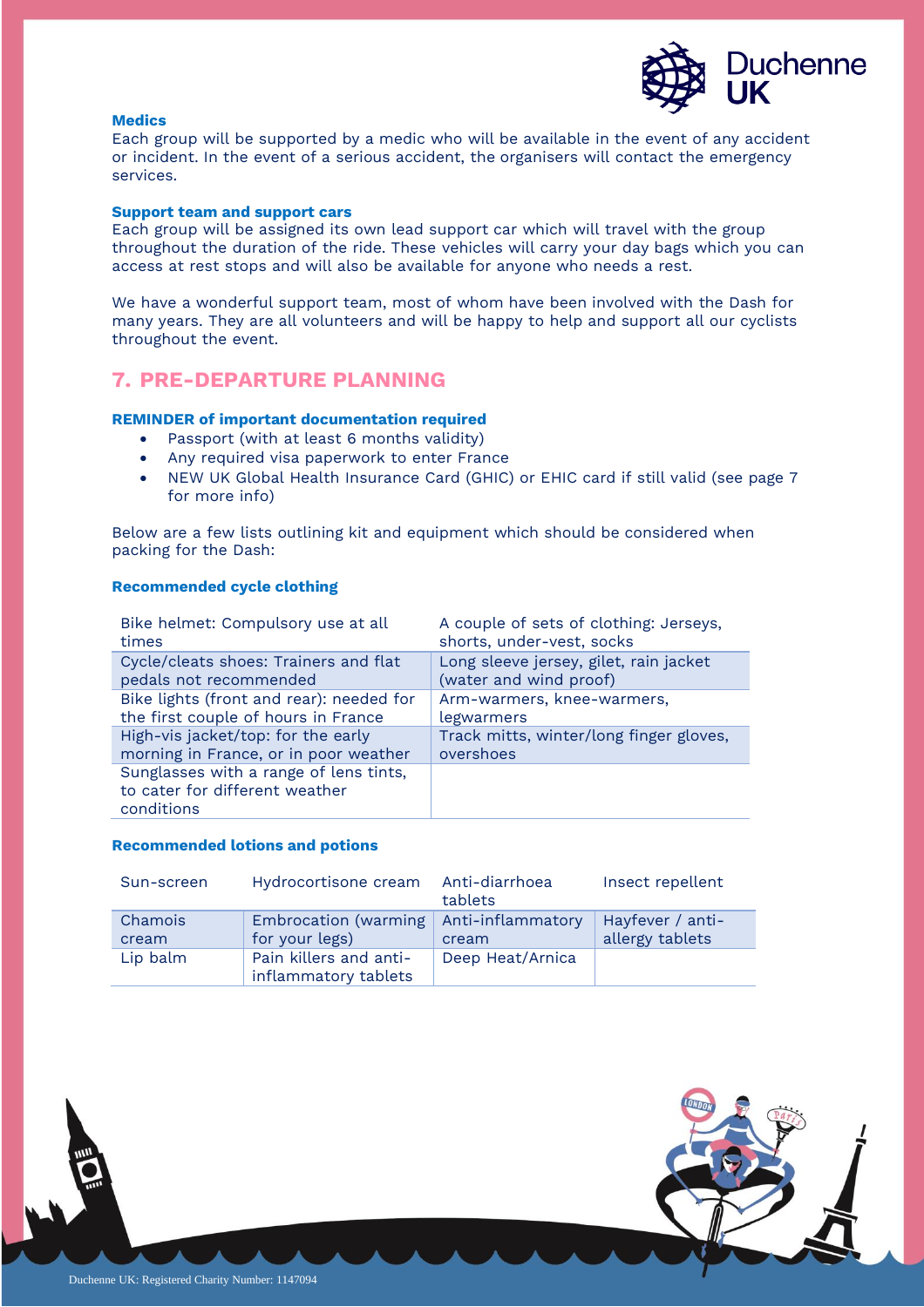**Medics**

Each group will be supported by a medic who will be available in the event of any accident or incident. In the event of a serious accident, the organisers will contact the emergency services.

**Support team and support cars**

Each group will be assigned its own lead support car which will travel with the group throughout the duration of the ride. These vehicles will carry your day bags which you can access at rest stops and will also be available for anyone who needs a rest.

We have a wonderful support team, most of whom have been involved with the Dash for many years. They are all volunteers and will be happy to help and support all our cyclists throughout the event.

## 7. PRE-DEPARTURE PLANNING

**REMINDER of important documentation required**

- Passport (with at least 6 months validity)
- Any required visa paperwork to enter France
- NEW UK Global Health Insurance Card (GHIC) or EHIC card if still valid (see page 7 for more info)

Below are a few lists outlining kit and equipment which should be considered when packing for the Dash:

**Recommended cycle clothing**

| | |
|---|---|
| Bike helmet: Compulsory use at all times | A couple of sets of clothing: Jerseys, shorts, under-vest, socks |
| Cycle/cleats shoes: Trainers and flat pedals not recommended | Long sleeve jersey, gilet, rain jacket (water and wind proof) |
| Bike lights (front and rear): needed for the first couple of hours in France | Arm-warmers, knee-warmers, legwarmers |
| High-vis jacket/top: for the early morning in France, or in poor weather | Track mitts, winter/long finger gloves, overshoes |
| Sunglasses with a range of lens tints, to cater for different weather conditions | |

**Recommended lotions and potions**

| | | | |
|---|---|---|---|
| Sun-screen | Hydrocortisone cream | Anti-diarrhoea tablets | Insect repellent |
| Chamois cream | Embrocation (warming for your legs) | Anti-inflammatory cream | Hayfever / anti-allergy tablets |
| Lip balm | Pain killers and anti-inflammatory tablets | Deep Heat/Arnica | |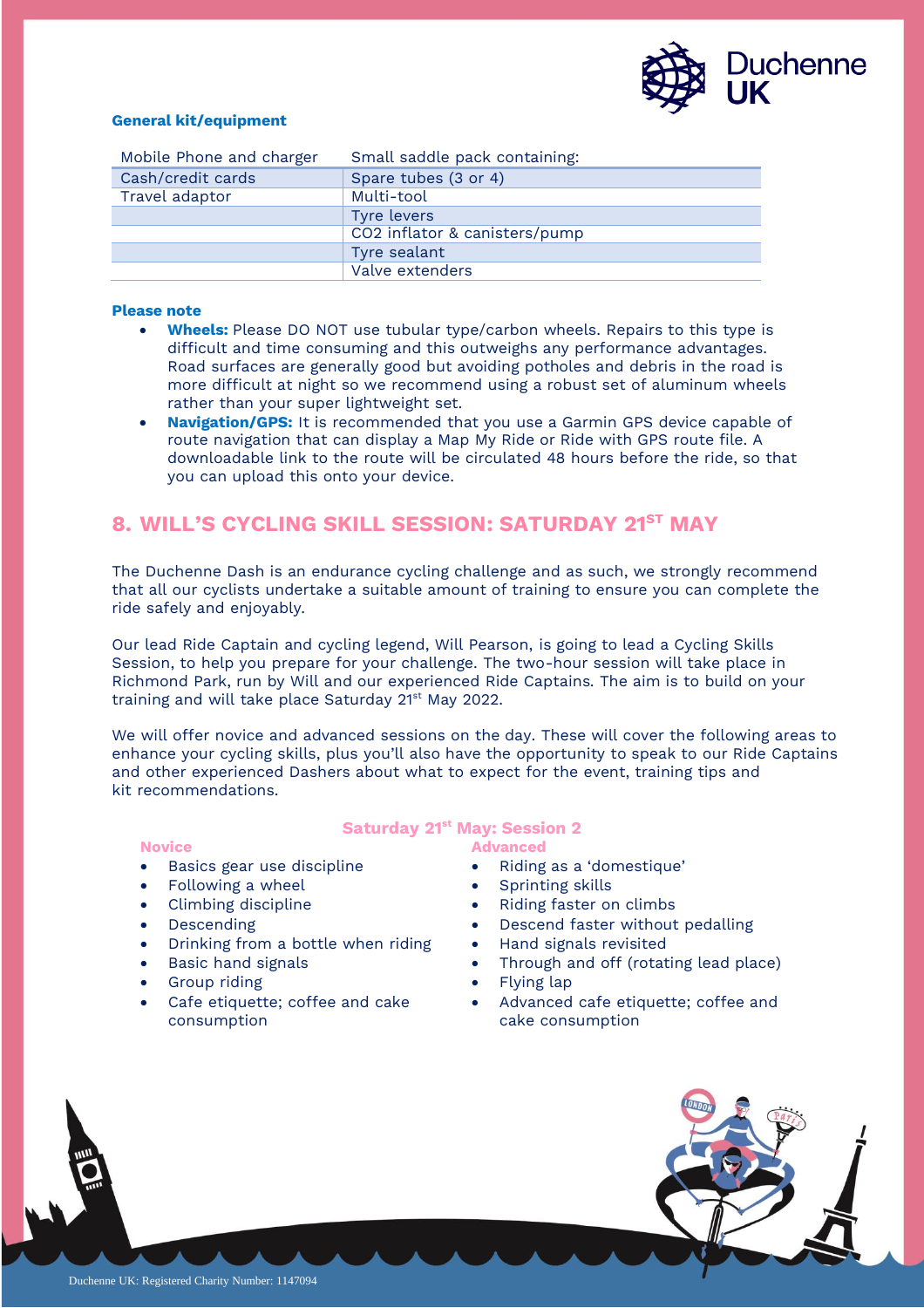**General kit/equipment**

| Mobile Phone and charger | Small saddle pack containing: |
|---|---|
| Cash/credit cards | Spare tubes (3 or 4) |
| Travel adaptor | Multi-tool |
| | Tyre levers |
| | CO2 inflator & canisters/pump |
| | Tyre sealant |
| | Valve extenders |

**Please note**

- **Wheels:** Please DO NOT use tubular type/carbon wheels. Repairs to this type is difficult and time consuming and this outweighs any performance advantages. Road surfaces are generally good but avoiding potholes and debris in the road is more difficult at night so we recommend using a robust set of aluminum wheels rather than your super lightweight set.
- **Navigation/GPS:** It is recommended that you use a Garmin GPS device capable of route navigation that can display a Map My Ride or Ride with GPS route file. A downloadable link to the route will be circulated 48 hours before the ride, so that you can upload this onto your device.

## 8. WILL'S CYCLING SKILL SESSION: SATURDAY 21ST MAY

The Duchenne Dash is an endurance cycling challenge and as such, we strongly recommend that all our cyclists undertake a suitable amount of training to ensure you can complete the ride safely and enjoyably.

Our lead Ride Captain and cycling legend, Will Pearson, is going to lead a Cycling Skills Session, to help you prepare for your challenge. The two-hour session will take place in Richmond Park, run by Will and our experienced Ride Captains. The aim is to build on your training and will take place Saturday 21st May 2022.

We will offer novice and advanced sessions on the day. These will cover the following areas to enhance your cycling skills, plus you'll also have the opportunity to speak to our Ride Captains and other experienced Dashers about what to expect for the event, training tips and kit recommendations.

### Saturday 21st May: Session 2

**Novice**

- Basics gear use discipline
- Following a wheel
- Climbing discipline
- Descending
- Drinking from a bottle when riding
- Basic hand signals
- Group riding
- Cafe etiquette; coffee and cake consumption

**Advanced**

- Riding as a 'domestique'
- Sprinting skills
- Riding faster on climbs
- Descend faster without pedalling
- Hand signals revisited
- Through and off (rotating lead place)
- Flying lap
- Advanced cafe etiquette; coffee and cake consumption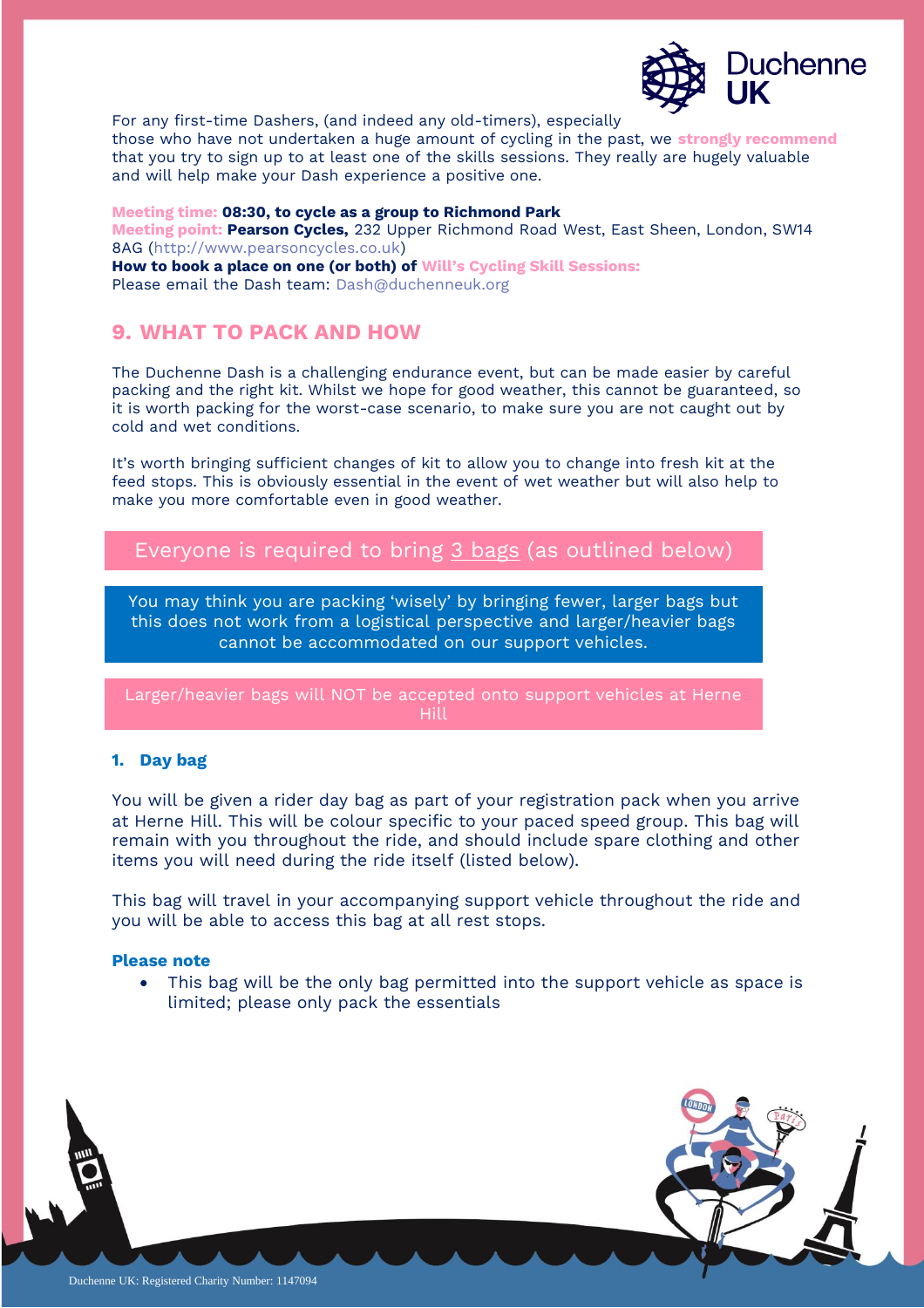For any first-time Dashers, (and indeed any old-timers), especially those who have not undertaken a huge amount of cycling in the past, we **strongly recommend** that you try to sign up to at least one of the skills sessions. They really are hugely valuable and will help make your Dash experience a positive one.

**Meeting time: 08:30, to cycle as a group to Richmond Park**
**Meeting point: Pearson Cycles,** 232 Upper Richmond Road West, East Sheen, London, SW14 8AG (http://www.pearsoncycles.co.uk)
**How to book a place on one (or both) of Will's Cycling Skill Sessions:**
Please email the Dash team: Dash@duchenneuk.org

## 9. WHAT TO PACK AND HOW

The Duchenne Dash is a challenging endurance event, but can be made easier by careful packing and the right kit. Whilst we hope for good weather, this cannot be guaranteed, so it is worth packing for the worst-case scenario, to make sure you are not caught out by cold and wet conditions.

It's worth bringing sufficient changes of kit to allow you to change into fresh kit at the feed stops. This is obviously essential in the event of wet weather but will also help to make you more comfortable even in good weather.

Everyone is required to bring 3 bags (as outlined below)

You may think you are packing 'wisely' by bringing fewer, larger bags but this does not work from a logistical perspective and larger/heavier bags cannot be accommodated on our support vehicles.

Larger/heavier bags will NOT be accepted onto support vehicles at Herne Hill

### 1. Day bag

You will be given a rider day bag as part of your registration pack when you arrive at Herne Hill. This will be colour specific to your paced speed group. This bag will remain with you throughout the ride, and should include spare clothing and other items you will need during the ride itself (listed below).

This bag will travel in your accompanying support vehicle throughout the ride and you will be able to access this bag at all rest stops.

**Please note**

- This bag will be the only bag permitted into the support vehicle as space is limited; please only pack the essentials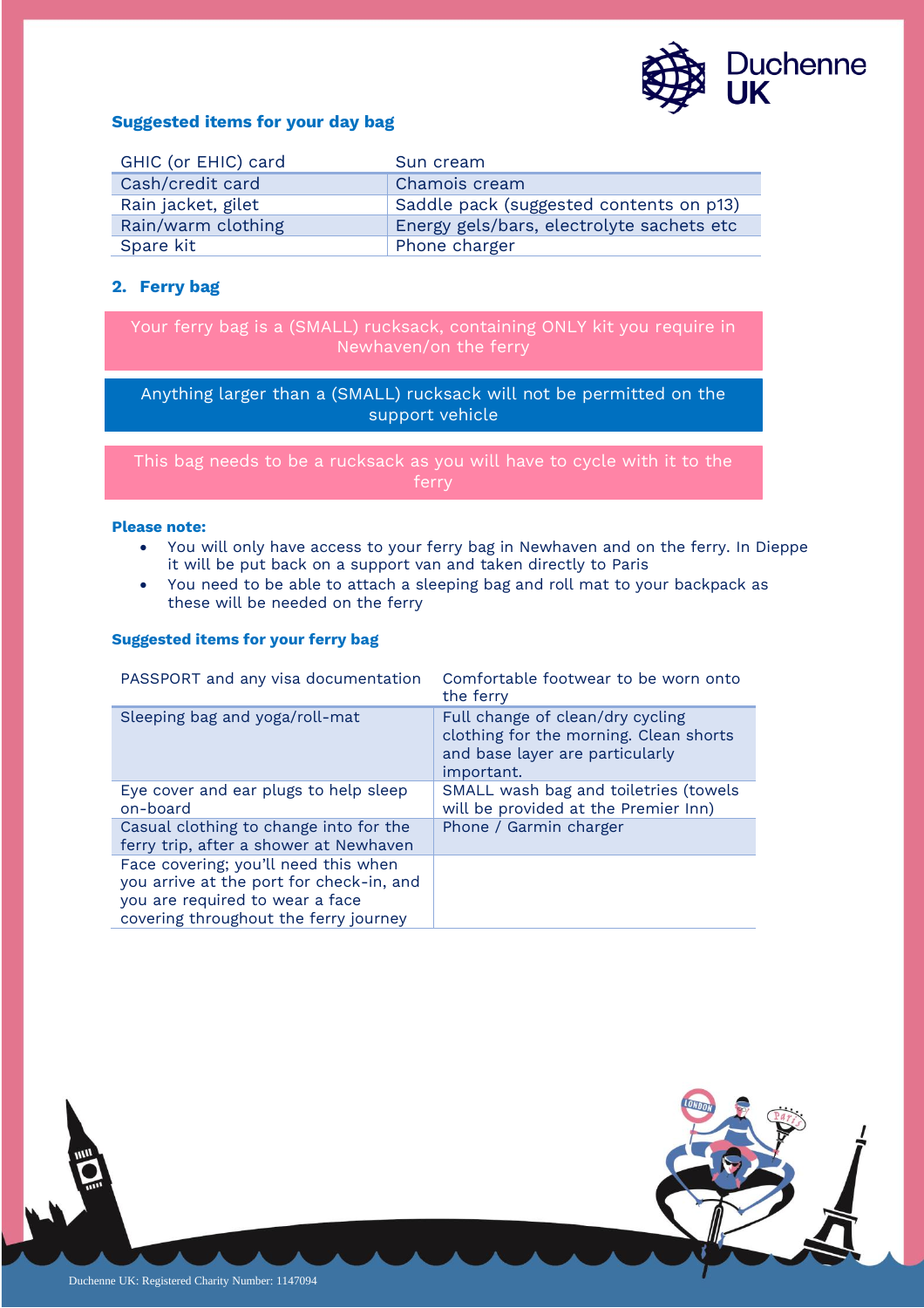### Suggested items for your day bag

| | |
|---|---|
| GHIC (or EHIC) card | Sun cream |
| Cash/credit card | Chamois cream |
| Rain jacket, gilet | Saddle pack (suggested contents on p13) |
| Rain/warm clothing | Energy gels/bars, electrolyte sachets etc |
| Spare kit | Phone charger |

## 2. Ferry bag

Your ferry bag is a (SMALL) rucksack, containing ONLY kit you require in Newhaven/on the ferry

Anything larger than a (SMALL) rucksack will not be permitted on the support vehicle

This bag needs to be a rucksack as you will have to cycle with it to the ferry

**Please note:**

- You will only have access to your ferry bag in Newhaven and on the ferry. In Dieppe it will be put back on a support van and taken directly to Paris
- You need to be able to attach a sleeping bag and roll mat to your backpack as these will be needed on the ferry

### Suggested items for your ferry bag

| | |
|---|---|
| PASSPORT and any visa documentation | Comfortable footwear to be worn onto the ferry |
| Sleeping bag and yoga/roll-mat | Full change of clean/dry cycling clothing for the morning. Clean shorts and base layer are particularly important. |
| Eye cover and ear plugs to help sleep on-board | SMALL wash bag and toiletries (towels will be provided at the Premier Inn) |
| Casual clothing to change into for the ferry trip, after a shower at Newhaven | Phone / Garmin charger |
| Face covering; you'll need this when you arrive at the port for check-in, and you are required to wear a face covering throughout the ferry journey | |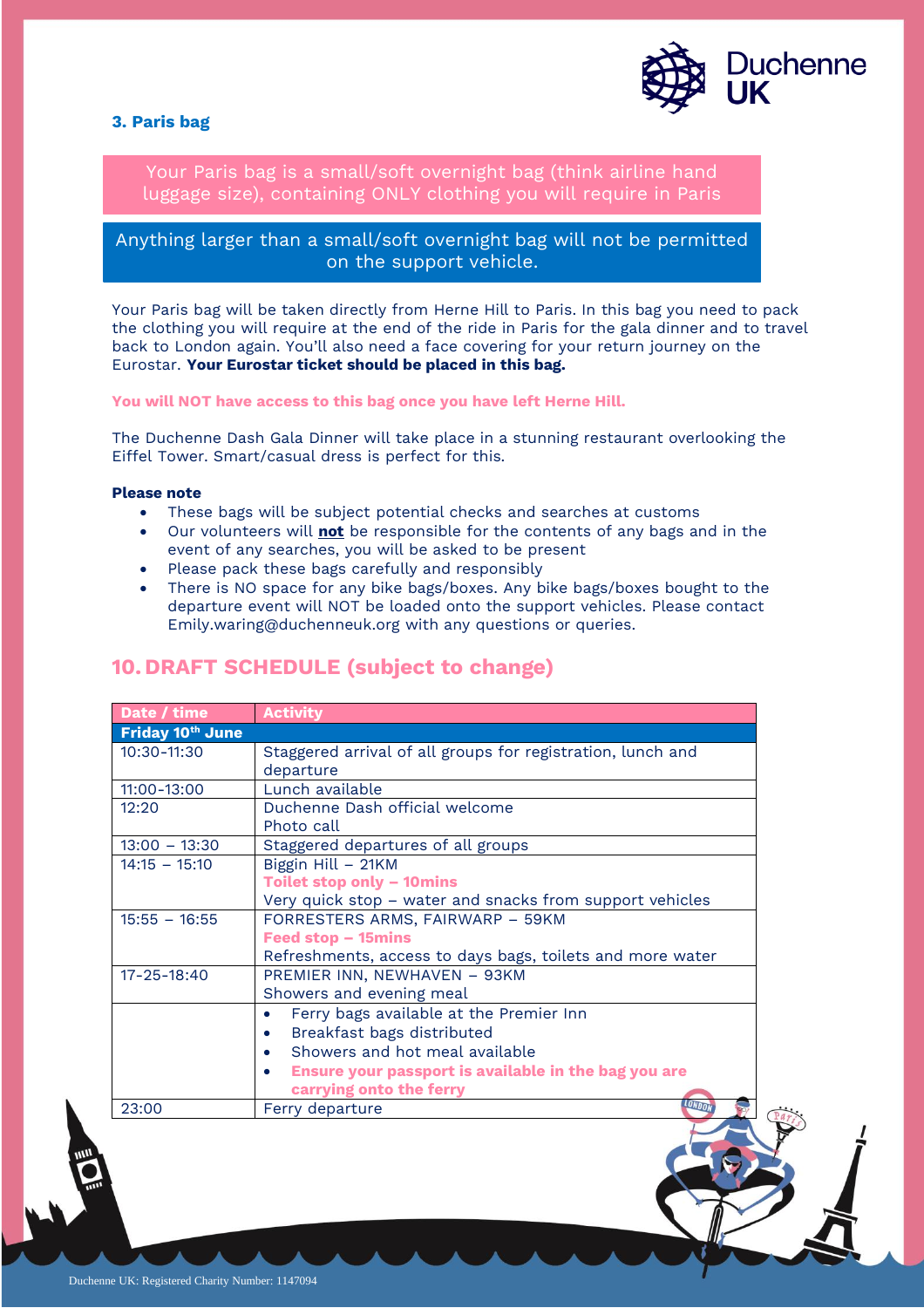### 3. Paris bag

Your Paris bag is a small/soft overnight bag (think airline hand luggage size), containing ONLY clothing you will require in Paris

Anything larger than a small/soft overnight bag will not be permitted on the support vehicle.

Your Paris bag will be taken directly from Herne Hill to Paris. In this bag you need to pack the clothing you will require at the end of the ride in Paris for the gala dinner and to travel back to London again. You'll also need a face covering for your return journey on the Eurostar. **Your Eurostar ticket should be placed in this bag.**

**You will NOT have access to this bag once you have left Herne Hill.**

The Duchenne Dash Gala Dinner will take place in a stunning restaurant overlooking the Eiffel Tower. Smart/casual dress is perfect for this.

**Please note**

- These bags will be subject potential checks and searches at customs
- Our volunteers will **not** be responsible for the contents of any bags and in the event of any searches, you will be asked to be present
- Please pack these bags carefully and responsibly
- There is NO space for any bike bags/boxes. Any bike bags/boxes bought to the departure event will NOT be loaded onto the support vehicles. Please contact Emily.waring@duchenneuk.org with any questions or queries.

## 10. DRAFT SCHEDULE (subject to change)

| Date / time | Activity |
|---|---|
| **Friday 10th June** | |
| 10:30-11:30 | Staggered arrival of all groups for registration, lunch and departure |
| 11:00-13:00 | Lunch available |
| 12:20 | Duchenne Dash official welcome<br>Photo call |
| 13:00 – 13:30 | Staggered departures of all groups |
| 14:15 – 15:10 | Biggin Hill – 21KM<br>**Toilet stop only – 10mins**<br>Very quick stop – water and snacks from support vehicles |
| 15:55 – 16:55 | FORRESTERS ARMS, FAIRWARP – 59KM<br>**Feed stop – 15mins**<br>Refreshments, access to days bags, toilets and more water |
| 17-25-18:40 | PREMIER INN, NEWHAVEN – 93KM<br>Showers and evening meal |
| | • Ferry bags available at the Premier Inn<br>• Breakfast bags distributed<br>• Showers and hot meal available<br>• **Ensure your passport is available in the bag you are carrying onto the ferry** |
| 23:00 | Ferry departure |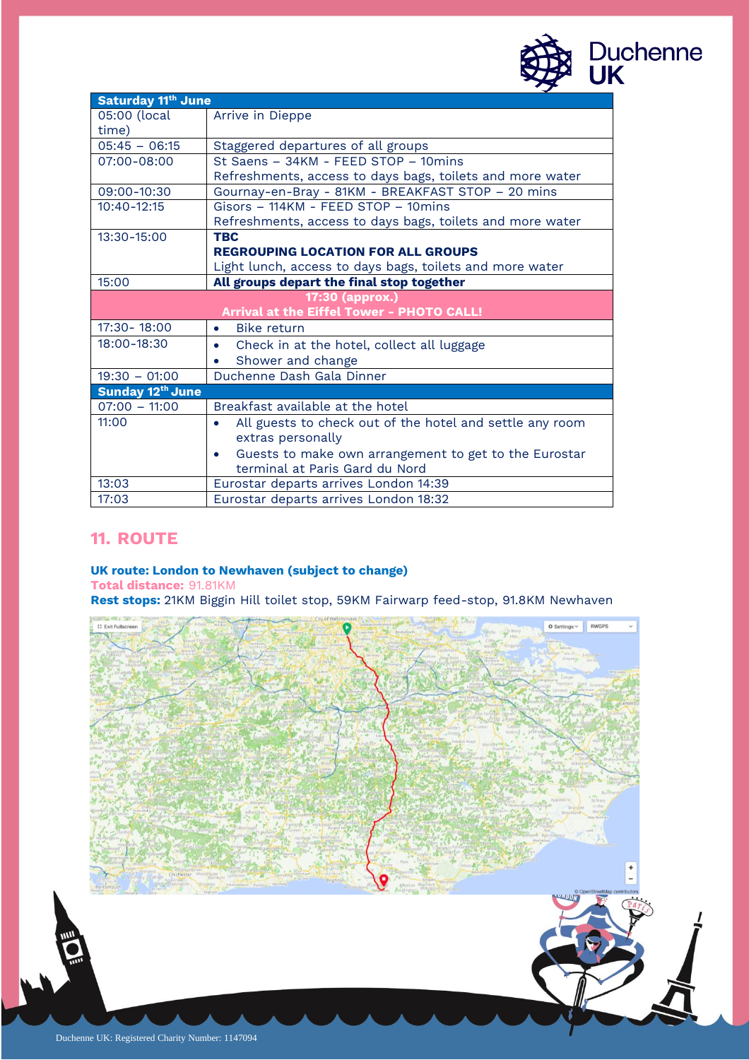| Saturday 11th June | |
|---|---|
| 05:00 (local time) | Arrive in Dieppe |
| 05:45 – 06:15 | Staggered departures of all groups |
| 07:00-08:00 | St Saens – 34KM - FEED STOP – 10mins<br>Refreshments, access to days bags, toilets and more water |
| 09:00-10:30 | Gournay-en-Bray - 81KM - BREAKFAST STOP – 20 mins |
| 10:40-12:15 | Gisors – 114KM - FEED STOP – 10mins<br>Refreshments, access to days bags, toilets and more water |
| 13:30-15:00 | **TBC**<br>**REGROUPING LOCATION FOR ALL GROUPS**<br>Light lunch, access to days bags, toilets and more water |
| 15:00 | **All groups depart the final stop together** |
| **17:30 (approx.)<br>Arrival at the Eiffel Tower - PHOTO CALL!** | |
| 17:30- 18:00 | • Bike return |
| 18:00-18:30 | • Check in at the hotel, collect all luggage<br>• Shower and change |
| 19:30 – 01:00 | Duchenne Dash Gala Dinner |
| **Sunday 12th June** | |
| 07:00 – 11:00 | Breakfast available at the hotel |
| 11:00 | • All guests to check out of the hotel and settle any room extras personally<br>• Guests to make own arrangement to get to the Eurostar terminal at Paris Gard du Nord |
| 13:03 | Eurostar departs arrives London 14:39 |
| 17:03 | Eurostar departs arrives London 18:32 |

## 11. ROUTE

**UK route: London to Newhaven (subject to change)**

**Total distance:** 91.81KM

**Rest stops:** 21KM Biggin Hill toilet stop, 59KM Fairwarp feed-stop, 91.8KM Newhaven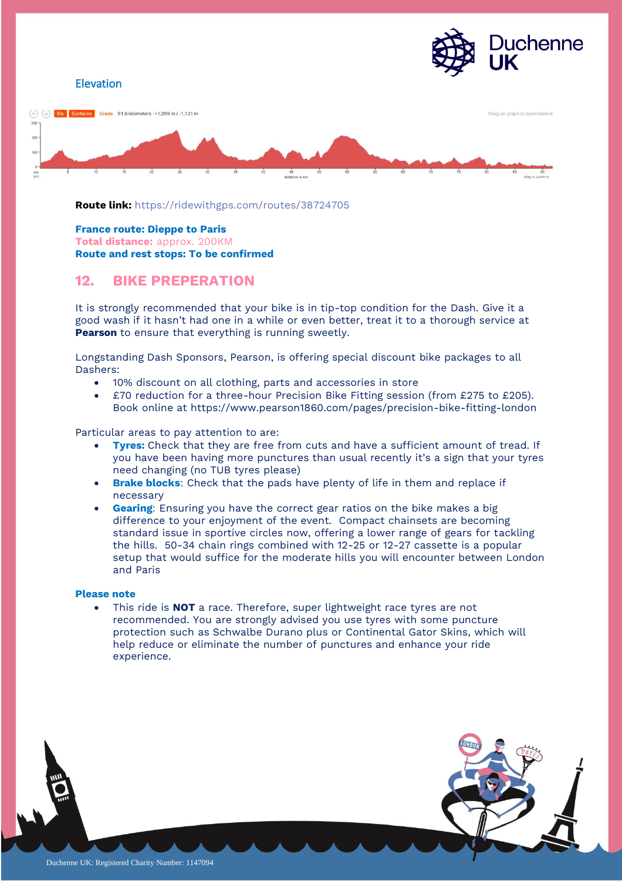Elevation

**Route link:** https://ridewithgps.com/routes/38724705

**France route: Dieppe to Paris**
**Total distance:** approx. 200KM
**Route and rest stops: To be confirmed**

## 12. BIKE PREPERATION

It is strongly recommended that your bike is in tip-top condition for the Dash. Give it a good wash if it hasn't had one in a while or even better, treat it to a thorough service at **Pearson** to ensure that everything is running sweetly.

Longstanding Dash Sponsors, Pearson, is offering special discount bike packages to all Dashers:

- 10% discount on all clothing, parts and accessories in store
- £70 reduction for a three-hour Precision Bike Fitting session (from £275 to £205). Book online at https://www.pearson1860.com/pages/precision-bike-fitting-london

Particular areas to pay attention to are:

- **Tyres:** Check that they are free from cuts and have a sufficient amount of tread. If you have been having more punctures than usual recently it's a sign that your tyres need changing (no TUB tyres please)
- **Brake blocks**: Check that the pads have plenty of life in them and replace if necessary
- **Gearing**: Ensuring you have the correct gear ratios on the bike makes a big difference to your enjoyment of the event. Compact chainsets are becoming standard issue in sportive circles now, offering a lower range of gears for tackling the hills. 50-34 chain rings combined with 12-25 or 12-27 cassette is a popular setup that would suffice for the moderate hills you will encounter between London and Paris

**Please note**

- This ride is **NOT** a race. Therefore, super lightweight race tyres are not recommended. You are strongly advised you use tyres with some puncture protection such as Schwalbe Durano plus or Continental Gator Skins, which will help reduce or eliminate the number of punctures and enhance your ride experience.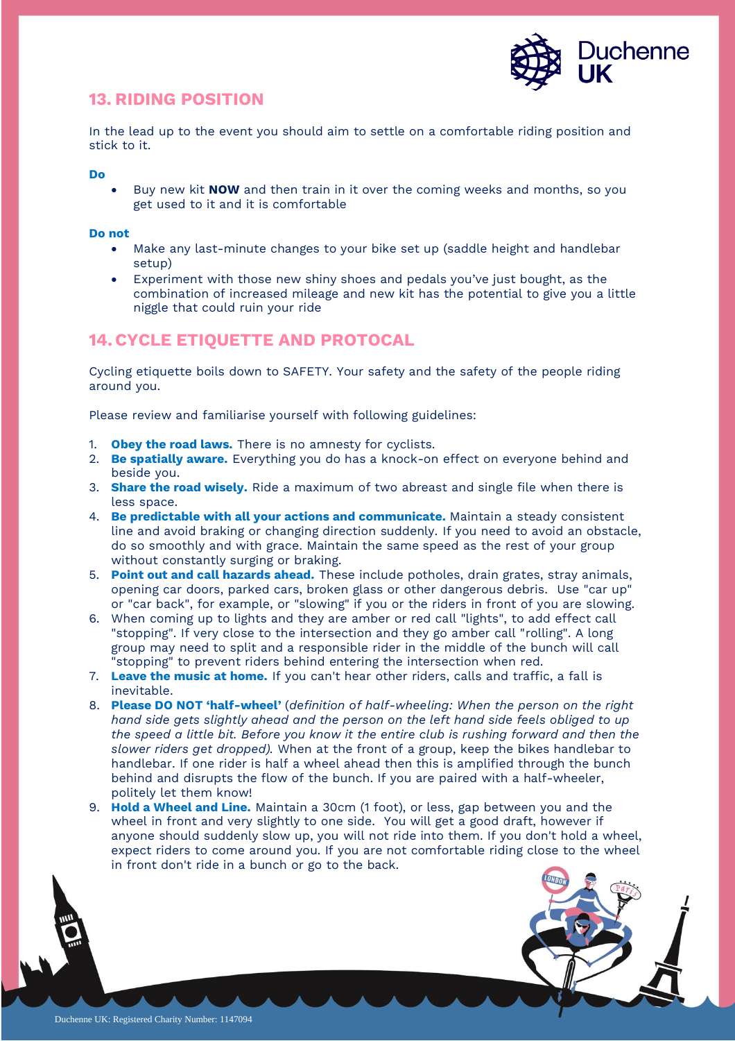## 13. RIDING POSITION

In the lead up to the event you should aim to settle on a comfortable riding position and stick to it.

**Do**

- Buy new kit **NOW** and then train in it over the coming weeks and months, so you get used to it and it is comfortable

**Do not**

- Make any last-minute changes to your bike set up (saddle height and handlebar setup)
- Experiment with those new shiny shoes and pedals you've just bought, as the combination of increased mileage and new kit has the potential to give you a little niggle that could ruin your ride

## 14. CYCLE ETIQUETTE AND PROTOCAL

Cycling etiquette boils down to SAFETY. Your safety and the safety of the people riding around you.

Please review and familiarise yourself with following guidelines:

1. **Obey the road laws.** There is no amnesty for cyclists.
2. **Be spatially aware.** Everything you do has a knock-on effect on everyone behind and beside you.
3. **Share the road wisely.** Ride a maximum of two abreast and single file when there is less space.
4. **Be predictable with all your actions and communicate.** Maintain a steady consistent line and avoid braking or changing direction suddenly. If you need to avoid an obstacle, do so smoothly and with grace. Maintain the same speed as the rest of your group without constantly surging or braking.
5. **Point out and call hazards ahead.** These include potholes, drain grates, stray animals, opening car doors, parked cars, broken glass or other dangerous debris. Use "car up" or "car back", for example, or "slowing" if you or the riders in front of you are slowing.
6. When coming up to lights and they are amber or red call "lights", to add effect call "stopping". If very close to the intersection and they go amber call "rolling". A long group may need to split and a responsible rider in the middle of the bunch will call "stopping" to prevent riders behind entering the intersection when red.
7. **Leave the music at home.** If you can't hear other riders, calls and traffic, a fall is inevitable.
8. **Please DO NOT 'half-wheel'** (*definition of half-wheeling: When the person on the right hand side gets slightly ahead and the person on the left hand side feels obliged to up the speed a little bit. Before you know it the entire club is rushing forward and then the slower riders get dropped).* When at the front of a group, keep the bikes handlebar to handlebar. If one rider is half a wheel ahead then this is amplified through the bunch behind and disrupts the flow of the bunch. If you are paired with a half-wheeler, politely let them know!
9. **Hold a Wheel and Line.** Maintain a 30cm (1 foot), or less, gap between you and the wheel in front and very slightly to one side. You will get a good draft, however if anyone should suddenly slow up, you will not ride into them. If you don't hold a wheel, expect riders to come around you. If you are not comfortable riding close to the wheel in front don't ride in a bunch or go to the back.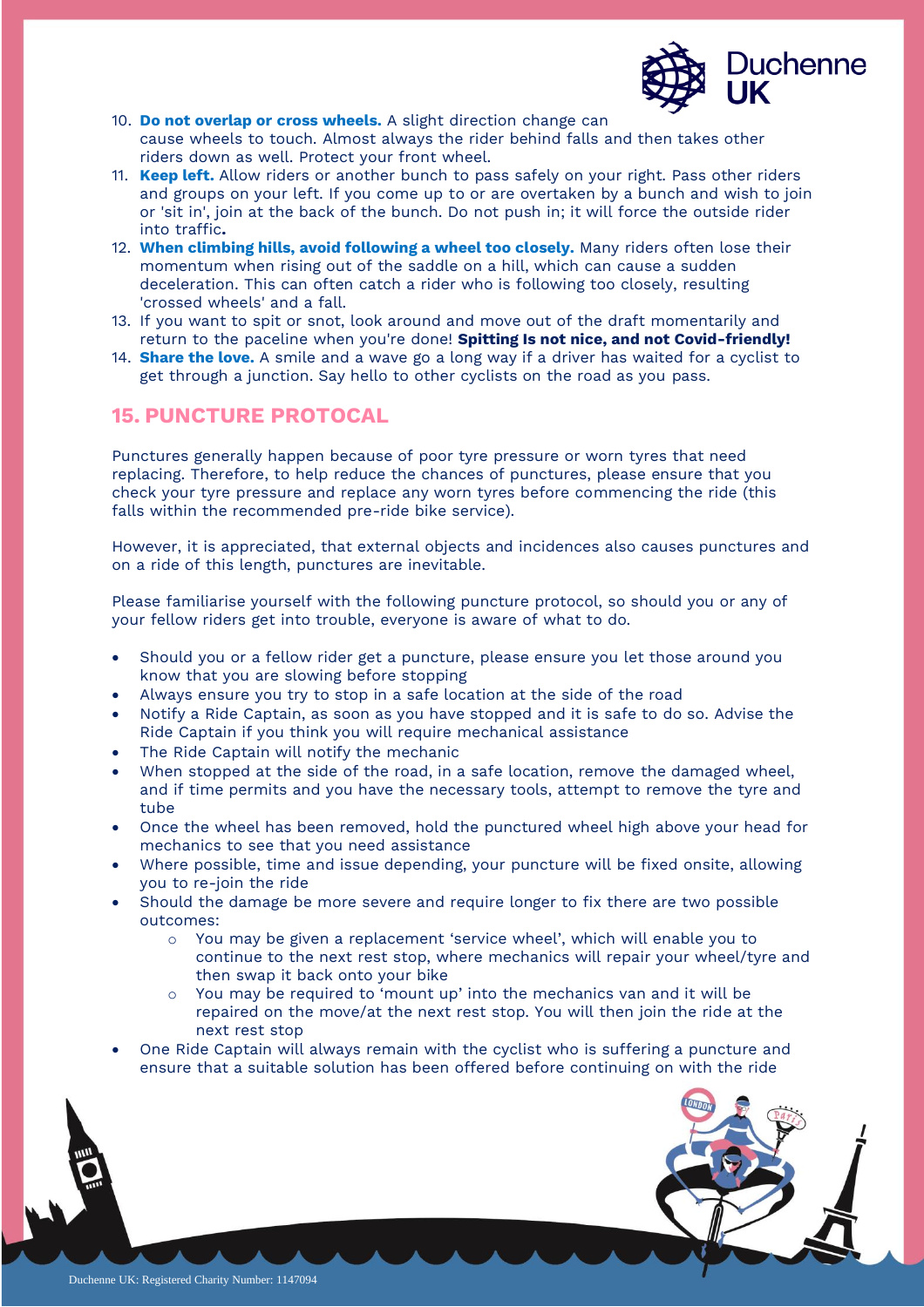10. **Do not overlap or cross wheels.** A slight direction change can cause wheels to touch. Almost always the rider behind falls and then takes other riders down as well. Protect your front wheel.
11. **Keep left.** Allow riders or another bunch to pass safely on your right. Pass other riders and groups on your left. If you come up to or are overtaken by a bunch and wish to join or 'sit in', join at the back of the bunch. Do not push in; it will force the outside rider into traffic**.**
12. **When climbing hills, avoid following a wheel too closely.** Many riders often lose their momentum when rising out of the saddle on a hill, which can cause a sudden deceleration. This can often catch a rider who is following too closely, resulting 'crossed wheels' and a fall.
13. If you want to spit or snot, look around and move out of the draft momentarily and return to the paceline when you're done! **Spitting Is not nice, and not Covid-friendly!**
14. **Share the love.** A smile and a wave go a long way if a driver has waited for a cyclist to get through a junction. Say hello to other cyclists on the road as you pass.

## 15. PUNCTURE PROTOCAL

Punctures generally happen because of poor tyre pressure or worn tyres that need replacing. Therefore, to help reduce the chances of punctures, please ensure that you check your tyre pressure and replace any worn tyres before commencing the ride (this falls within the recommended pre-ride bike service).

However, it is appreciated, that external objects and incidences also causes punctures and on a ride of this length, punctures are inevitable.

Please familiarise yourself with the following puncture protocol, so should you or any of your fellow riders get into trouble, everyone is aware of what to do.

- Should you or a fellow rider get a puncture, please ensure you let those around you know that you are slowing before stopping
- Always ensure you try to stop in a safe location at the side of the road
- Notify a Ride Captain, as soon as you have stopped and it is safe to do so. Advise the Ride Captain if you think you will require mechanical assistance
- The Ride Captain will notify the mechanic
- When stopped at the side of the road, in a safe location, remove the damaged wheel, and if time permits and you have the necessary tools, attempt to remove the tyre and tube
- Once the wheel has been removed, hold the punctured wheel high above your head for mechanics to see that you need assistance
- Where possible, time and issue depending, your puncture will be fixed onsite, allowing you to re-join the ride
- Should the damage be more severe and require longer to fix there are two possible outcomes:
    - You may be given a replacement 'service wheel', which will enable you to continue to the next rest stop, where mechanics will repair your wheel/tyre and then swap it back onto your bike
    - You may be required to 'mount up' into the mechanics van and it will be repaired on the move/at the next rest stop. You will then join the ride at the next rest stop
- One Ride Captain will always remain with the cyclist who is suffering a puncture and ensure that a suitable solution has been offered before continuing on with the ride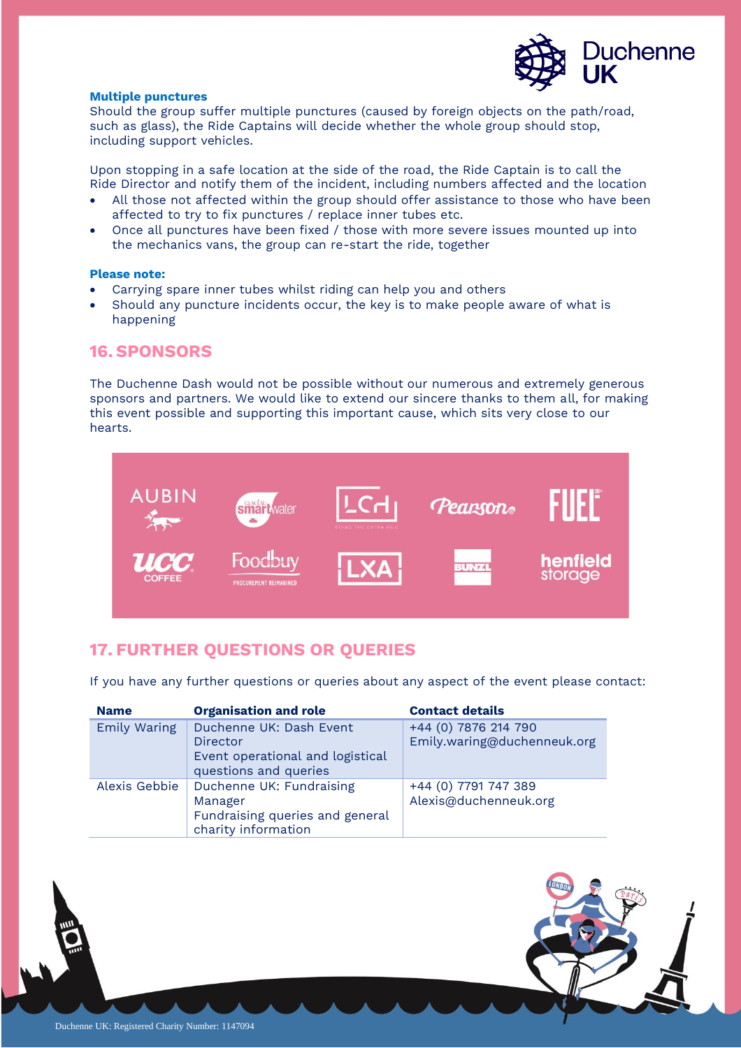### Multiple punctures

Should the group suffer multiple punctures (caused by foreign objects on the path/road, such as glass), the Ride Captains will decide whether the whole group should stop, including support vehicles.

Upon stopping in a safe location at the side of the road, the Ride Captain is to call the Ride Director and notify them of the incident, including numbers affected and the location

- All those not affected within the group should offer assistance to those who have been affected to try to fix punctures / replace inner tubes etc.
- Once all punctures have been fixed / those with more severe issues mounted up into the mechanics vans, the group can re-start the ride, together

### Please note:

- Carrying spare inner tubes whilst riding can help you and others
- Should any puncture incidents occur, the key is to make people aware of what is happening

## 16. SPONSORS

The Duchenne Dash would not be possible without our numerous and extremely generous sponsors and partners. We would like to extend our sincere thanks to them all, for making this event possible and supporting this important cause, which sits very close to our hearts.

## 17. FURTHER QUESTIONS OR QUERIES

If you have any further questions or queries about any aspect of the event please contact:

| Name | Organisation and role | Contact details |
|---|---|---|
| Emily Waring | Duchenne UK: Dash Event Director<br>Event operational and logistical questions and queries | +44 (0) 7876 214 790<br>Emily.waring@duchenneuk.org |
| Alexis Gebbie | Duchenne UK: Fundraising Manager<br>Fundraising queries and general charity information | +44 (0) 7791 747 389<br>Alexis@duchenneuk.org |

Duchenne UK: Registered Charity Number: 1147094